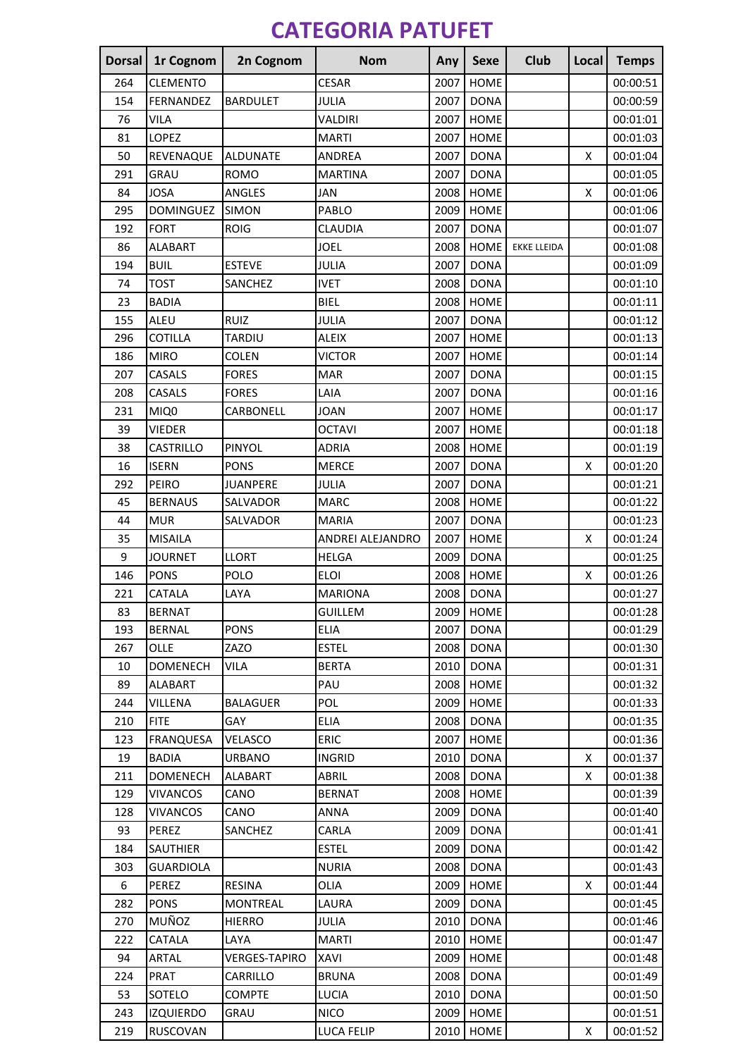# CATEGORIA PATUFET

| Dorsal | 1r Cognom | 2n Cognom | Nom | Any | Sexe | Club | Local | Temps |
|---|---|---|---|---|---|---|---|---|
| 264 | CLEMENTO | | CESAR | 2007 | HOME | | | 00:00:51 |
| 154 | FERNANDEZ | BARDULET | JULIA | 2007 | DONA | | | 00:00:59 |
| 76 | VILA | | VALDIRI | 2007 | HOME | | | 00:01:01 |
| 81 | LOPEZ | | MARTI | 2007 | HOME | | | 00:01:03 |
| 50 | REVENAQUE | ALDUNATE | ANDREA | 2007 | DONA | | X | 00:01:04 |
| 291 | GRAU | ROMO | MARTINA | 2007 | DONA | | | 00:01:05 |
| 84 | JOSA | ANGLES | JAN | 2008 | HOME | | X | 00:01:06 |
| 295 | DOMINGUEZ | SIMON | PABLO | 2009 | HOME | | | 00:01:06 |
| 192 | FORT | ROIG | CLAUDIA | 2007 | DONA | | | 00:01:07 |
| 86 | ALABART | | JOEL | 2008 | HOME | EKKE LLEIDA | | 00:01:08 |
| 194 | BUIL | ESTEVE | JULIA | 2007 | DONA | | | 00:01:09 |
| 74 | TOST | SANCHEZ | IVET | 2008 | DONA | | | 00:01:10 |
| 23 | BADIA | | BIEL | 2008 | HOME | | | 00:01:11 |
| 155 | ALEU | RUIZ | JULIA | 2007 | DONA | | | 00:01:12 |
| 296 | COTILLA | TARDIU | ALEIX | 2007 | HOME | | | 00:01:13 |
| 186 | MIRO | COLEN | VICTOR | 2007 | HOME | | | 00:01:14 |
| 207 | CASALS | FORES | MAR | 2007 | DONA | | | 00:01:15 |
| 208 | CASALS | FORES | LAIA | 2007 | DONA | | | 00:01:16 |
| 231 | MIQ0 | CARBONELL | JOAN | 2007 | HOME | | | 00:01:17 |
| 39 | VIEDER | | OCTAVI | 2007 | HOME | | | 00:01:18 |
| 38 | CASTRILLO | PINYOL | ADRIA | 2008 | HOME | | | 00:01:19 |
| 16 | ISERN | PONS | MERCE | 2007 | DONA | | X | 00:01:20 |
| 292 | PEIRO | JUANPERE | JULIA | 2007 | DONA | | | 00:01:21 |
| 45 | BERNAUS | SALVADOR | MARC | 2008 | HOME | | | 00:01:22 |
| 44 | MUR | SALVADOR | MARIA | 2007 | DONA | | | 00:01:23 |
| 35 | MISAILA | | ANDREI ALEJANDRO | 2007 | HOME | | X | 00:01:24 |
| 9 | JOURNET | LLORT | HELGA | 2009 | DONA | | | 00:01:25 |
| 146 | PONS | POLO | ELOI | 2008 | HOME | | X | 00:01:26 |
| 221 | CATALA | LAYA | MARIONA | 2008 | DONA | | | 00:01:27 |
| 83 | BERNAT | | GUILLEM | 2009 | HOME | | | 00:01:28 |
| 193 | BERNAL | PONS | ELIA | 2007 | DONA | | | 00:01:29 |
| 267 | OLLE | ZAZO | ESTEL | 2008 | DONA | | | 00:01:30 |
| 10 | DOMENECH | VILA | BERTA | 2010 | DONA | | | 00:01:31 |
| 89 | ALABART | | PAU | 2008 | HOME | | | 00:01:32 |
| 244 | VILLENA | BALAGUER | POL | 2009 | HOME | | | 00:01:33 |
| 210 | FITE | GAY | ELIA | 2008 | DONA | | | 00:01:35 |
| 123 | FRANQUESA | VELASCO | ERIC | 2007 | HOME | | | 00:01:36 |
| 19 | BADIA | URBANO | INGRID | 2010 | DONA | | X | 00:01:37 |
| 211 | DOMENECH | ALABART | ABRIL | 2008 | DONA | | X | 00:01:38 |
| 129 | VIVANCOS | CANO | BERNAT | 2008 | HOME | | | 00:01:39 |
| 128 | VIVANCOS | CANO | ANNA | 2009 | DONA | | | 00:01:40 |
| 93 | PEREZ | SANCHEZ | CARLA | 2009 | DONA | | | 00:01:41 |
| 184 | SAUTHIER | | ESTEL | 2009 | DONA | | | 00:01:42 |
| 303 | GUARDIOLA | | NURIA | 2008 | DONA | | | 00:01:43 |
| 6 | PEREZ | RESINA | OLIA | 2009 | HOME | | X | 00:01:44 |
| 282 | PONS | MONTREAL | LAURA | 2009 | DONA | | | 00:01:45 |
| 270 | MUÑOZ | HIERRO | JULIA | 2010 | DONA | | | 00:01:46 |
| 222 | CATALA | LAYA | MARTI | 2010 | HOME | | | 00:01:47 |
| 94 | ARTAL | VERGES-TAPIRO | XAVI | 2009 | HOME | | | 00:01:48 |
| 224 | PRAT | CARRILLO | BRUNA | 2008 | DONA | | | 00:01:49 |
| 53 | SOTELO | COMPTE | LUCIA | 2010 | DONA | | | 00:01:50 |
| 243 | IZQUIERDO | GRAU | NICO | 2009 | HOME | | | 00:01:51 |
| 219 | RUSCOVAN | | LUCA FELIP | 2010 | HOME | | X | 00:01:52 |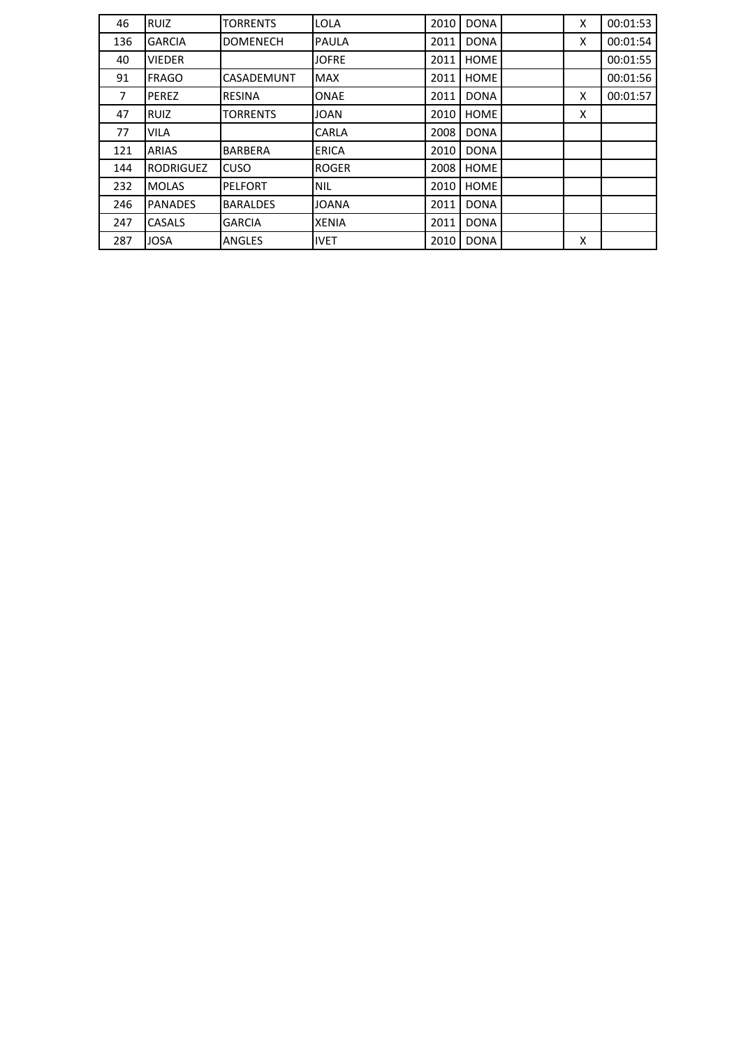| | | | | | | | | |
|---|---|---|---|---|---|---|---|---|
| 46 | RUIZ | TORRENTS | LOLA | 2010 | DONA | | X | 00:01:53 |
| 136 | GARCIA | DOMENECH | PAULA | 2011 | DONA | | X | 00:01:54 |
| 40 | VIEDER | | JOFRE | 2011 | HOME | | | 00:01:55 |
| 91 | FRAGO | CASADEMUNT | MAX | 2011 | HOME | | | 00:01:56 |
| 7 | PEREZ | RESINA | ONAE | 2011 | DONA | | X | 00:01:57 |
| 47 | RUIZ | TORRENTS | JOAN | 2010 | HOME | | X | |
| 77 | VILA | | CARLA | 2008 | DONA | | | |
| 121 | ARIAS | BARBERA | ERICA | 2010 | DONA | | | |
| 144 | RODRIGUEZ | CUSO | ROGER | 2008 | HOME | | | |
| 232 | MOLAS | PELFORT | NIL | 2010 | HOME | | | |
| 246 | PANADES | BARALDES | JOANA | 2011 | DONA | | | |
| 247 | CASALS | GARCIA | XENIA | 2011 | DONA | | | |
| 287 | JOSA | ANGLES | IVET | 2010 | DONA | | X | |